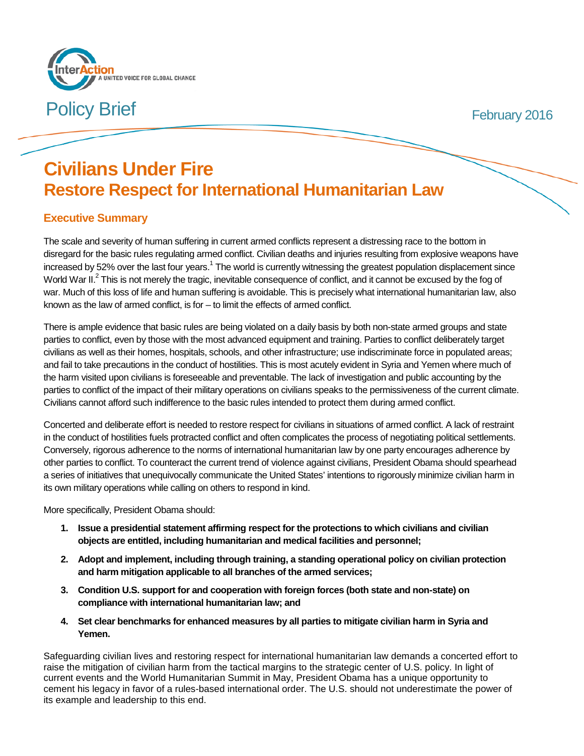InterAction — A UNITED VOICE FOR GLOBAL CHANGE

Policy Brief

February 2016

# Civilians Under Fire
## Restore Respect for International Humanitarian Law

### Executive Summary

The scale and severity of human suffering in current armed conflicts represent a distressing race to the bottom in disregard for the basic rules regulating armed conflict. Civilian deaths and injuries resulting from explosive weapons have increased by 52% over the last four years.[1] The world is currently witnessing the greatest population displacement since World War II.[2] This is not merely the tragic, inevitable consequence of conflict, and it cannot be excused by the fog of war. Much of this loss of life and human suffering is avoidable. This is precisely what international humanitarian law, also known as the law of armed conflict, is for – to limit the effects of armed conflict.

There is ample evidence that basic rules are being violated on a daily basis by both non-state armed groups and state parties to conflict, even by those with the most advanced equipment and training. Parties to conflict deliberately target civilians as well as their homes, hospitals, schools, and other infrastructure; use indiscriminate force in populated areas; and fail to take precautions in the conduct of hostilities. This is most acutely evident in Syria and Yemen where much of the harm visited upon civilians is foreseeable and preventable. The lack of investigation and public accounting by the parties to conflict of the impact of their military operations on civilians speaks to the permissiveness of the current climate. Civilians cannot afford such indifference to the basic rules intended to protect them during armed conflict.

Concerted and deliberate effort is needed to restore respect for civilians in situations of armed conflict. A lack of restraint in the conduct of hostilities fuels protracted conflict and often complicates the process of negotiating political settlements. Conversely, rigorous adherence to the norms of international humanitarian law by one party encourages adherence by other parties to conflict. To counteract the current trend of violence against civilians, President Obama should spearhead a series of initiatives that unequivocally communicate the United States' intentions to rigorously minimize civilian harm in its own military operations while calling on others to respond in kind.

More specifically, President Obama should:

1. **Issue a presidential statement affirming respect for the protections to which civilians and civilian objects are entitled, including humanitarian and medical facilities and personnel;**
2. **Adopt and implement, including through training, a standing operational policy on civilian protection and harm mitigation applicable to all branches of the armed services;**
3. **Condition U.S. support for and cooperation with foreign forces (both state and non-state) on compliance with international humanitarian law; and**
4. **Set clear benchmarks for enhanced measures by all parties to mitigate civilian harm in Syria and Yemen.**

Safeguarding civilian lives and restoring respect for international humanitarian law demands a concerted effort to raise the mitigation of civilian harm from the tactical margins to the strategic center of U.S. policy. In light of current events and the World Humanitarian Summit in May, President Obama has a unique opportunity to cement his legacy in favor of a rules-based international order. The U.S. should not underestimate the power of its example and leadership to this end.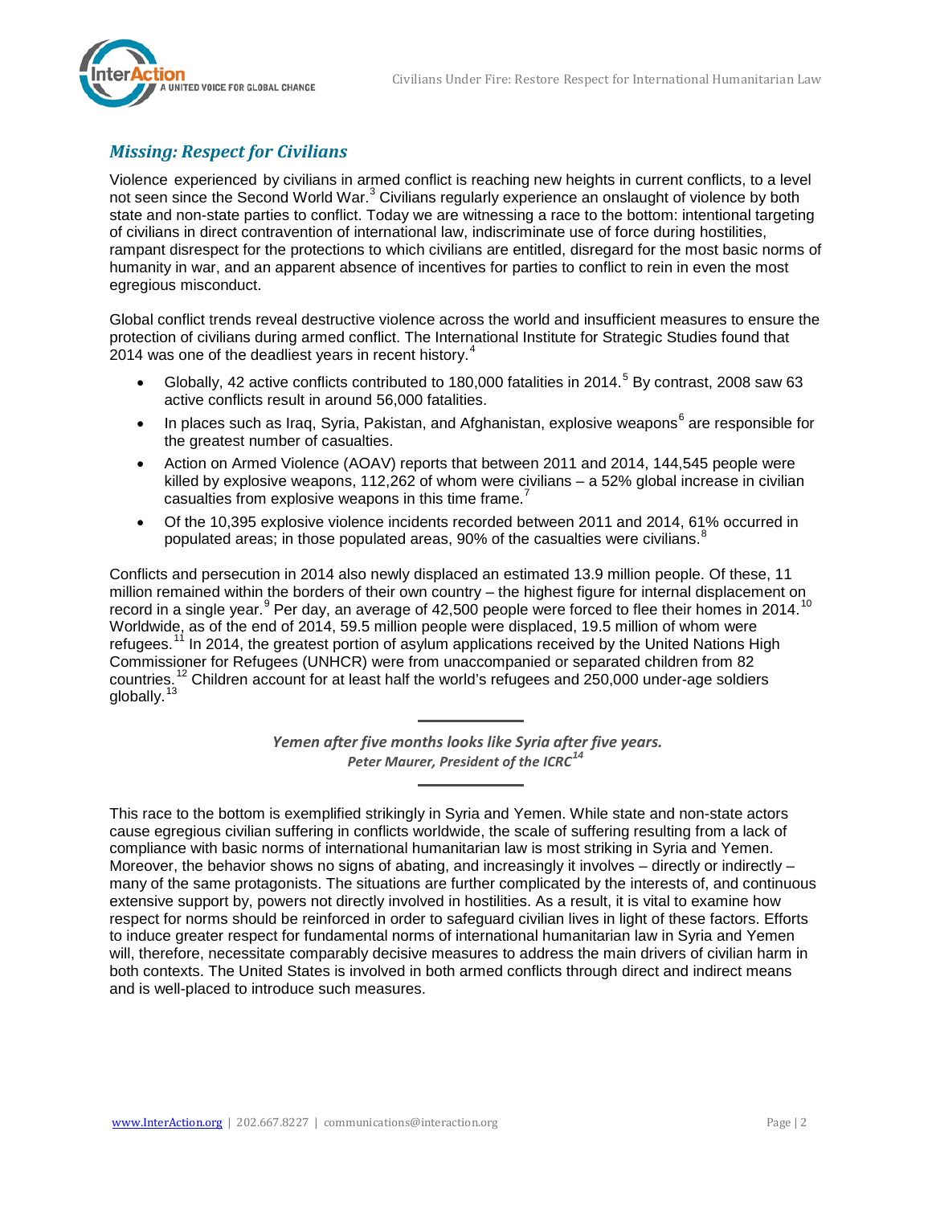## *Missing: Respect for Civilians*

Violence experienced by civilians in armed conflict is reaching new heights in current conflicts, to a level not seen since the Second World War.[3] Civilians regularly experience an onslaught of violence by both state and non-state parties to conflict. Today we are witnessing a race to the bottom: intentional targeting of civilians in direct contravention of international law, indiscriminate use of force during hostilities, rampant disrespect for the protections to which civilians are entitled, disregard for the most basic norms of humanity in war, and an apparent absence of incentives for parties to conflict to rein in even the most egregious misconduct.

Global conflict trends reveal destructive violence across the world and insufficient measures to ensure the protection of civilians during armed conflict. The International Institute for Strategic Studies found that 2014 was one of the deadliest years in recent history.[4]

- Globally, 42 active conflicts contributed to 180,000 fatalities in 2014.[5] By contrast, 2008 saw 63 active conflicts result in around 56,000 fatalities.
- In places such as Iraq, Syria, Pakistan, and Afghanistan, explosive weapons[6] are responsible for the greatest number of casualties.
- Action on Armed Violence (AOAV) reports that between 2011 and 2014, 144,545 people were killed by explosive weapons, 112,262 of whom were civilians – a 52% global increase in civilian casualties from explosive weapons in this time frame.[7]
- Of the 10,395 explosive violence incidents recorded between 2011 and 2014, 61% occurred in populated areas; in those populated areas, 90% of the casualties were civilians.[8]

Conflicts and persecution in 2014 also newly displaced an estimated 13.9 million people. Of these, 11 million remained within the borders of their own country – the highest figure for internal displacement on record in a single year.[9] Per day, an average of 42,500 people were forced to flee their homes in 2014.[10] Worldwide, as of the end of 2014, 59.5 million people were displaced, 19.5 million of whom were refugees.[11] In 2014, the greatest portion of asylum applications received by the United Nations High Commissioner for Refugees (UNHCR) were from unaccompanied or separated children from 82 countries.[12] Children account for at least half the world's refugees and 250,000 under-age soldiers globally.[13]

---

***Yemen after five months looks like Syria after five years.***
***Peter Maurer, President of the ICRC[14]***

---

This race to the bottom is exemplified strikingly in Syria and Yemen. While state and non-state actors cause egregious civilian suffering in conflicts worldwide, the scale of suffering resulting from a lack of compliance with basic norms of international humanitarian law is most striking in Syria and Yemen. Moreover, the behavior shows no signs of abating, and increasingly it involves – directly or indirectly – many of the same protagonists. The situations are further complicated by the interests of, and continuous extensive support by, powers not directly involved in hostilities. As a result, it is vital to examine how respect for norms should be reinforced in order to safeguard civilian lives in light of these factors. Efforts to induce greater respect for fundamental norms of international humanitarian law in Syria and Yemen will, therefore, necessitate comparably decisive measures to address the main drivers of civilian harm in both contexts. The United States is involved in both armed conflicts through direct and indirect means and is well-placed to introduce such measures.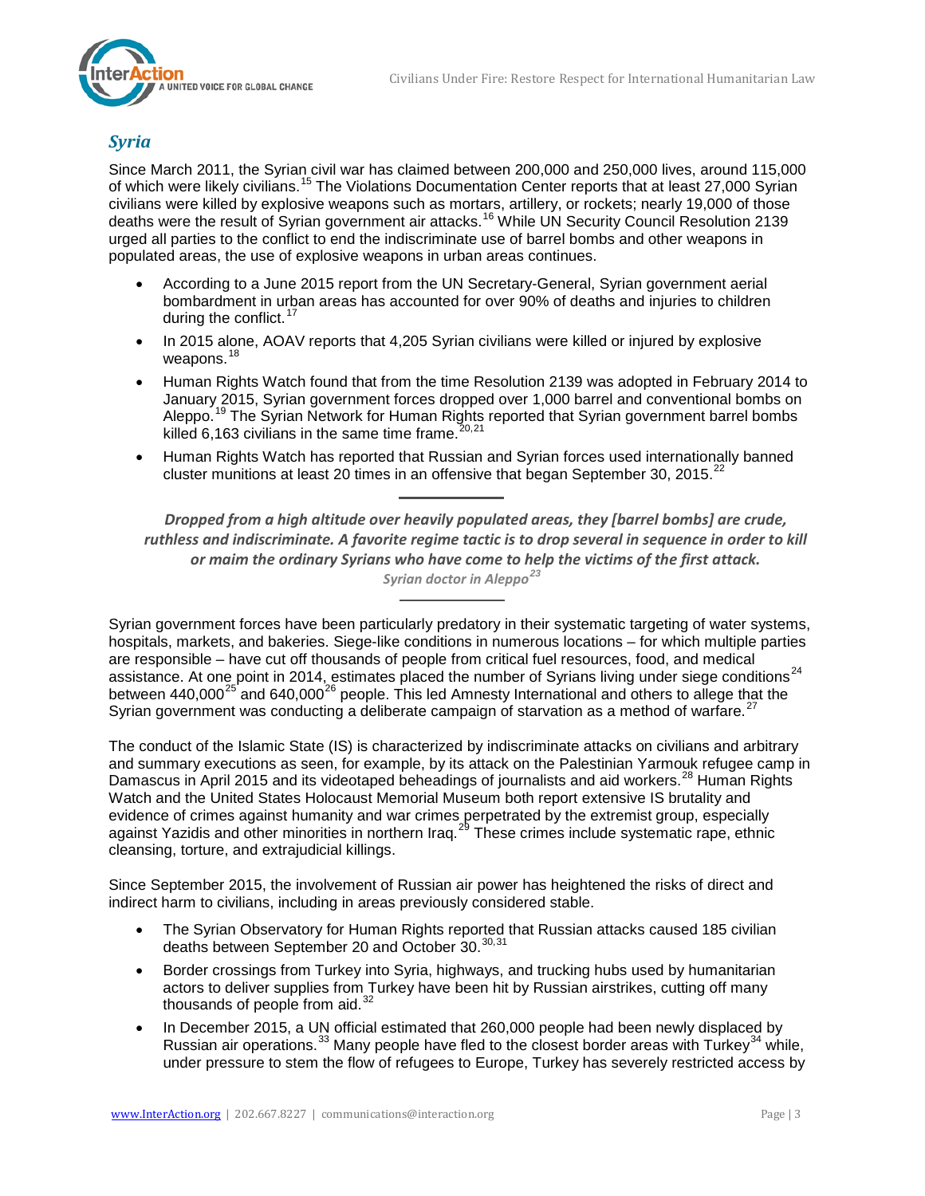## *Syria*

Since March 2011, the Syrian civil war has claimed between 200,000 and 250,000 lives, around 115,000 of which were likely civilians.[15] The Violations Documentation Center reports that at least 27,000 Syrian civilians were killed by explosive weapons such as mortars, artillery, or rockets; nearly 19,000 of those deaths were the result of Syrian government air attacks.[16] While UN Security Council Resolution 2139 urged all parties to the conflict to end the indiscriminate use of barrel bombs and other weapons in populated areas, the use of explosive weapons in urban areas continues.

- According to a June 2015 report from the UN Secretary-General, Syrian government aerial bombardment in urban areas has accounted for over 90% of deaths and injuries to children during the conflict.[17]
- In 2015 alone, AOAV reports that 4,205 Syrian civilians were killed or injured by explosive weapons.[18]
- Human Rights Watch found that from the time Resolution 2139 was adopted in February 2014 to January 2015, Syrian government forces dropped over 1,000 barrel and conventional bombs on Aleppo.[19] The Syrian Network for Human Rights reported that Syrian government barrel bombs killed 6,163 civilians in the same time frame.[20,21]
- Human Rights Watch has reported that Russian and Syrian forces used internationally banned cluster munitions at least 20 times in an offensive that began September 30, 2015.[22]

---

***Dropped from a high altitude over heavily populated areas, they [barrel bombs] are crude, ruthless and indiscriminate. A favorite regime tactic is to drop several in sequence in order to kill or maim the ordinary Syrians who have come to help the victims of the first attack.***

***Syrian doctor in Aleppo[23]***

---

Syrian government forces have been particularly predatory in their systematic targeting of water systems, hospitals, markets, and bakeries. Siege-like conditions in numerous locations – for which multiple parties are responsible – have cut off thousands of people from critical fuel resources, food, and medical assistance. At one point in 2014, estimates placed the number of Syrians living under siege conditions[24] between 440,000[25] and 640,000[26] people. This led Amnesty International and others to allege that the Syrian government was conducting a deliberate campaign of starvation as a method of warfare.[27]

The conduct of the Islamic State (IS) is characterized by indiscriminate attacks on civilians and arbitrary and summary executions as seen, for example, by its attack on the Palestinian Yarmouk refugee camp in Damascus in April 2015 and its videotaped beheadings of journalists and aid workers.[28] Human Rights Watch and the United States Holocaust Memorial Museum both report extensive IS brutality and evidence of crimes against humanity and war crimes perpetrated by the extremist group, especially against Yazidis and other minorities in northern Iraq.[29] These crimes include systematic rape, ethnic cleansing, torture, and extrajudicial killings.

Since September 2015, the involvement of Russian air power has heightened the risks of direct and indirect harm to civilians, including in areas previously considered stable.

- The Syrian Observatory for Human Rights reported that Russian attacks caused 185 civilian deaths between September 20 and October 30.[30,31]
- Border crossings from Turkey into Syria, highways, and trucking hubs used by humanitarian actors to deliver supplies from Turkey have been hit by Russian airstrikes, cutting off many thousands of people from aid.[32]
- In December 2015, a UN official estimated that 260,000 people had been newly displaced by Russian air operations.[33] Many people have fled to the closest border areas with Turkey[34] while, under pressure to stem the flow of refugees to Europe, Turkey has severely restricted access by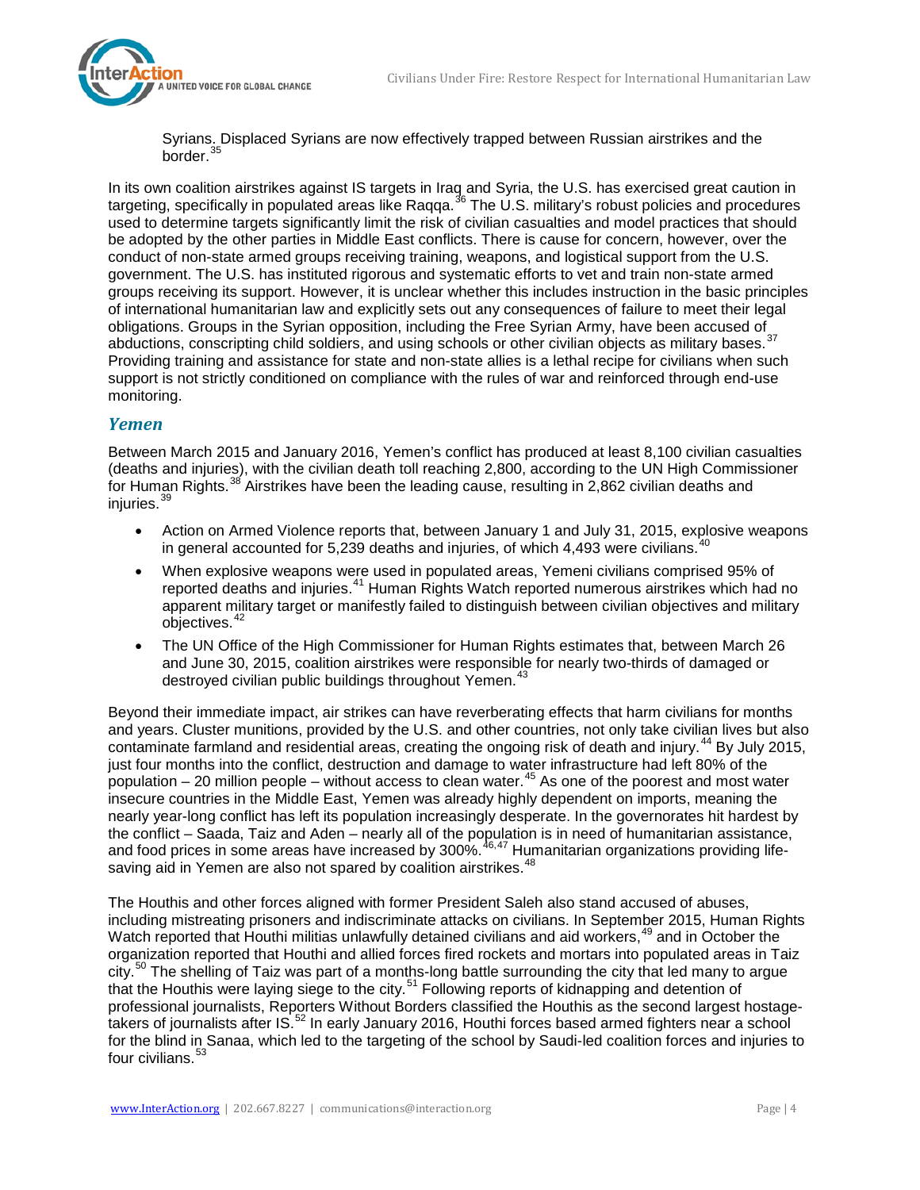Syrians. Displaced Syrians are now effectively trapped between Russian airstrikes and the border.[35]

In its own coalition airstrikes against IS targets in Iraq and Syria, the U.S. has exercised great caution in targeting, specifically in populated areas like Raqqa.[36] The U.S. military's robust policies and procedures used to determine targets significantly limit the risk of civilian casualties and model practices that should be adopted by the other parties in Middle East conflicts. There is cause for concern, however, over the conduct of non-state armed groups receiving training, weapons, and logistical support from the U.S. government. The U.S. has instituted rigorous and systematic efforts to vet and train non-state armed groups receiving its support. However, it is unclear whether this includes instruction in the basic principles of international humanitarian law and explicitly sets out any consequences of failure to meet their legal obligations. Groups in the Syrian opposition, including the Free Syrian Army, have been accused of abductions, conscripting child soldiers, and using schools or other civilian objects as military bases.[37] Providing training and assistance for state and non-state allies is a lethal recipe for civilians when such support is not strictly conditioned on compliance with the rules of war and reinforced through end-use monitoring.

## *Yemen*

Between March 2015 and January 2016, Yemen's conflict has produced at least 8,100 civilian casualties (deaths and injuries), with the civilian death toll reaching 2,800, according to the UN High Commissioner for Human Rights.[38] Airstrikes have been the leading cause, resulting in 2,862 civilian deaths and injuries.[39]

- Action on Armed Violence reports that, between January 1 and July 31, 2015, explosive weapons in general accounted for 5,239 deaths and injuries, of which 4,493 were civilians.[40]
- When explosive weapons were used in populated areas, Yemeni civilians comprised 95% of reported deaths and injuries.[41] Human Rights Watch reported numerous airstrikes which had no apparent military target or manifestly failed to distinguish between civilian objectives and military objectives.[42]
- The UN Office of the High Commissioner for Human Rights estimates that, between March 26 and June 30, 2015, coalition airstrikes were responsible for nearly two-thirds of damaged or destroyed civilian public buildings throughout Yemen.[43]

Beyond their immediate impact, air strikes can have reverberating effects that harm civilians for months and years. Cluster munitions, provided by the U.S. and other countries, not only take civilian lives but also contaminate farmland and residential areas, creating the ongoing risk of death and injury.[44] By July 2015, just four months into the conflict, destruction and damage to water infrastructure had left 80% of the population – 20 million people – without access to clean water.[45] As one of the poorest and most water insecure countries in the Middle East, Yemen was already highly dependent on imports, meaning the nearly year-long conflict has left its population increasingly desperate. In the governorates hit hardest by the conflict – Saada, Taiz and Aden – nearly all of the population is in need of humanitarian assistance, and food prices in some areas have increased by 300%.[46,47] Humanitarian organizations providing life-saving aid in Yemen are also not spared by coalition airstrikes.[48]

The Houthis and other forces aligned with former President Saleh also stand accused of abuses, including mistreating prisoners and indiscriminate attacks on civilians. In September 2015, Human Rights Watch reported that Houthi militias unlawfully detained civilians and aid workers,[49] and in October the organization reported that Houthi and allied forces fired rockets and mortars into populated areas in Taiz city.[50] The shelling of Taiz was part of a months-long battle surrounding the city that led many to argue that the Houthis were laying siege to the city.[51] Following reports of kidnapping and detention of professional journalists, Reporters Without Borders classified the Houthis as the second largest hostage-takers of journalists after IS.[52] In early January 2016, Houthi forces based armed fighters near a school for the blind in Sanaa, which led to the targeting of the school by Saudi-led coalition forces and injuries to four civilians.[53]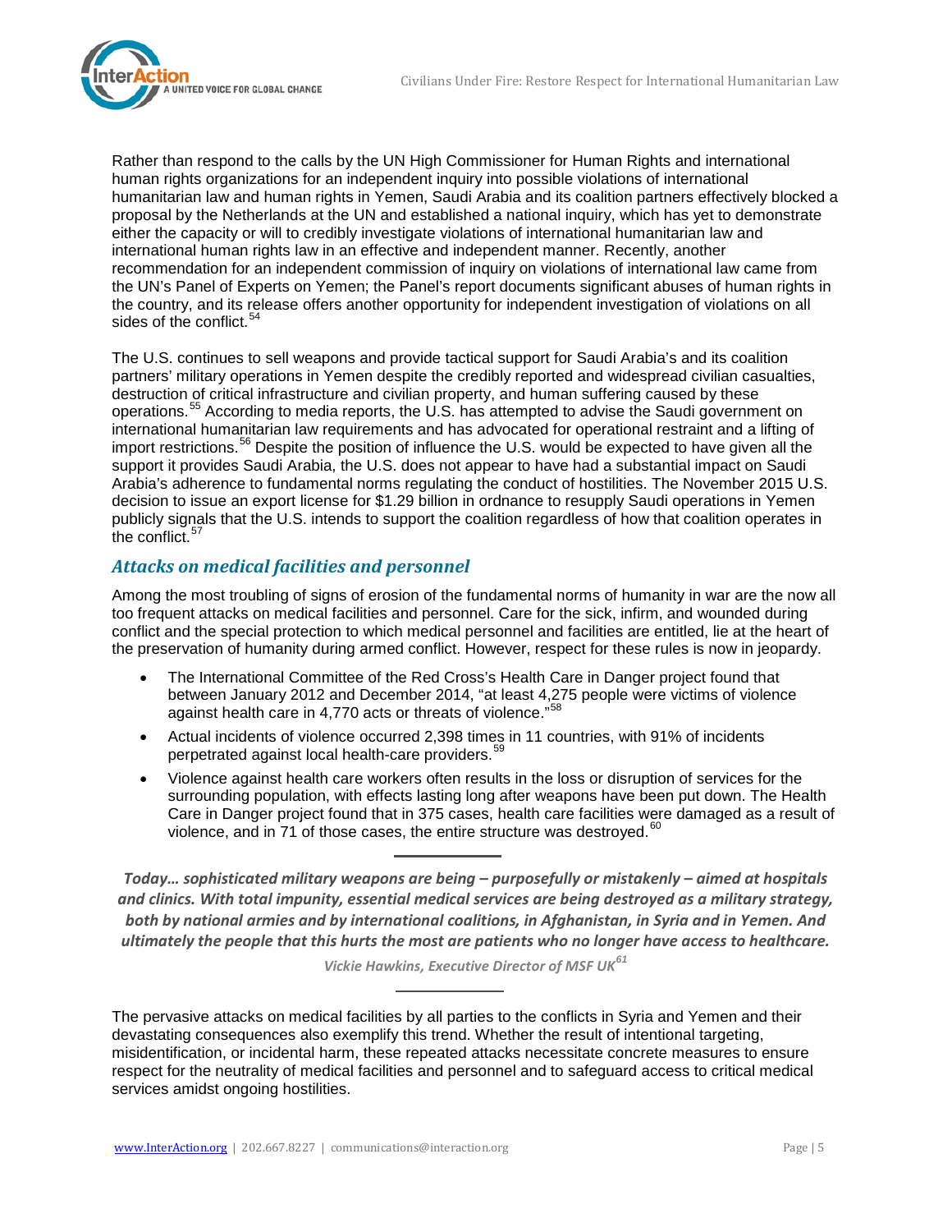Rather than respond to the calls by the UN High Commissioner for Human Rights and international human rights organizations for an independent inquiry into possible violations of international humanitarian law and human rights in Yemen, Saudi Arabia and its coalition partners effectively blocked a proposal by the Netherlands at the UN and established a national inquiry, which has yet to demonstrate either the capacity or will to credibly investigate violations of international humanitarian law and international human rights law in an effective and independent manner. Recently, another recommendation for an independent commission of inquiry on violations of international law came from the UN's Panel of Experts on Yemen; the Panel's report documents significant abuses of human rights in the country, and its release offers another opportunity for independent investigation of violations on all sides of the conflict.[54]

The U.S. continues to sell weapons and provide tactical support for Saudi Arabia's and its coalition partners' military operations in Yemen despite the credibly reported and widespread civilian casualties, destruction of critical infrastructure and civilian property, and human suffering caused by these operations.[55] According to media reports, the U.S. has attempted to advise the Saudi government on international humanitarian law requirements and has advocated for operational restraint and a lifting of import restrictions.[56] Despite the position of influence the U.S. would be expected to have given all the support it provides Saudi Arabia, the U.S. does not appear to have had a substantial impact on Saudi Arabia's adherence to fundamental norms regulating the conduct of hostilities. The November 2015 U.S. decision to issue an export license for $1.29 billion in ordnance to resupply Saudi operations in Yemen publicly signals that the U.S. intends to support the coalition regardless of how that coalition operates in the conflict.[57]

## *Attacks on medical facilities and personnel*

Among the most troubling of signs of erosion of the fundamental norms of humanity in war are the now all too frequent attacks on medical facilities and personnel. Care for the sick, infirm, and wounded during conflict and the special protection to which medical personnel and facilities are entitled, lie at the heart of the preservation of humanity during armed conflict. However, respect for these rules is now in jeopardy.

- The International Committee of the Red Cross's Health Care in Danger project found that between January 2012 and December 2014, "at least 4,275 people were victims of violence against health care in 4,770 acts or threats of violence."[58]
- Actual incidents of violence occurred 2,398 times in 11 countries, with 91% of incidents perpetrated against local health-care providers.[59]
- Violence against health care workers often results in the loss or disruption of services for the surrounding population, with effects lasting long after weapons have been put down. The Health Care in Danger project found that in 375 cases, health care facilities were damaged as a result of violence, and in 71 of those cases, the entire structure was destroyed.[60]

---

***Today… sophisticated military weapons are being – purposefully or mistakenly – aimed at hospitals and clinics. With total impunity, essential medical services are being destroyed as a military strategy, both by national armies and by international coalitions, in Afghanistan, in Syria and in Yemen. And ultimately the people that this hurts the most are patients who no longer have access to healthcare.***

*Vickie Hawkins, Executive Director of MSF UK*[61]

---

The pervasive attacks on medical facilities by all parties to the conflicts in Syria and Yemen and their devastating consequences also exemplify this trend. Whether the result of intentional targeting, misidentification, or incidental harm, these repeated attacks necessitate concrete measures to ensure respect for the neutrality of medical facilities and personnel and to safeguard access to critical medical services amidst ongoing hostilities.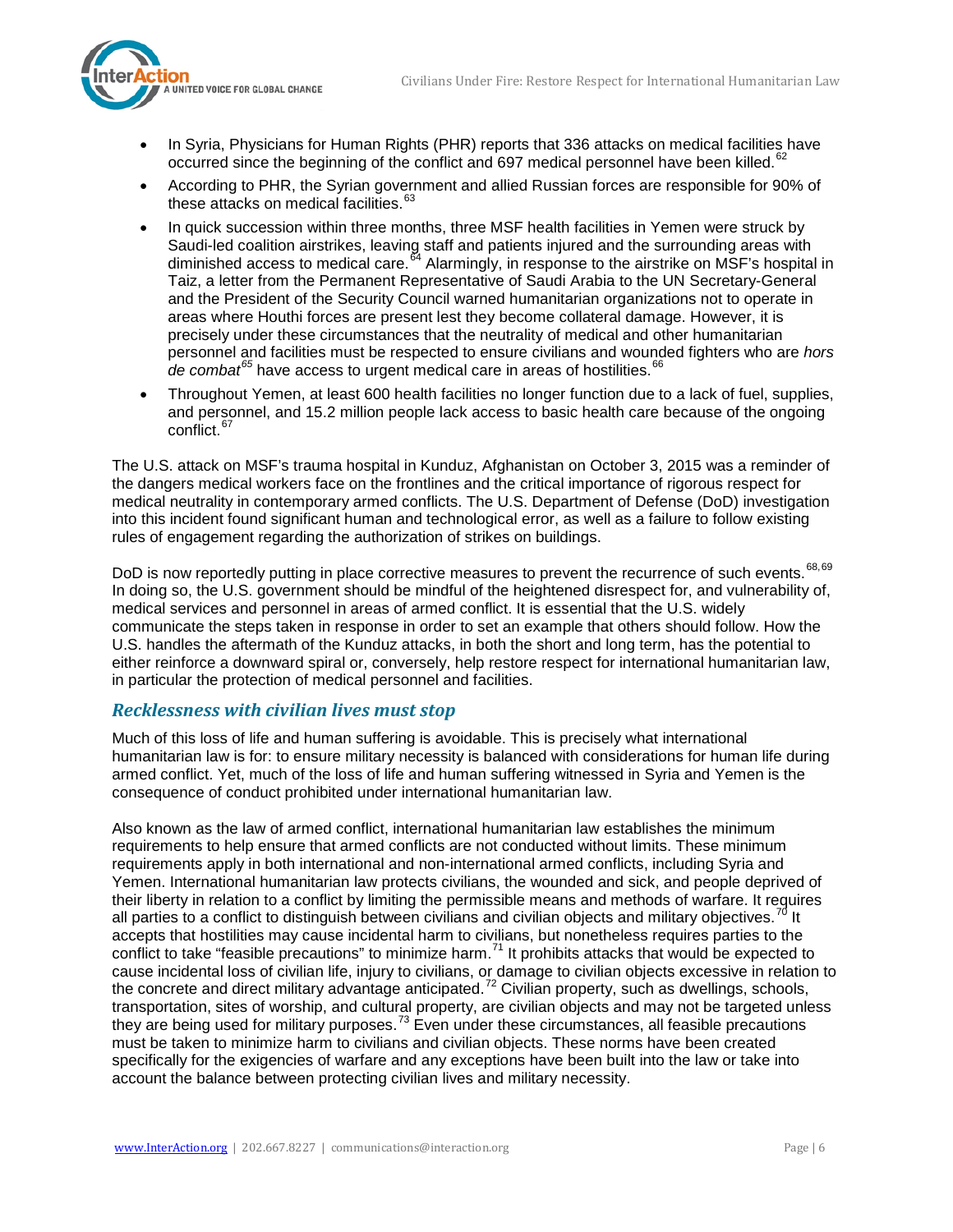- In Syria, Physicians for Human Rights (PHR) reports that 336 attacks on medical facilities have occurred since the beginning of the conflict and 697 medical personnel have been killed.[62]
- According to PHR, the Syrian government and allied Russian forces are responsible for 90% of these attacks on medical facilities.[63]
- In quick succession within three months, three MSF health facilities in Yemen were struck by Saudi-led coalition airstrikes, leaving staff and patients injured and the surrounding areas with diminished access to medical care.[64] Alarmingly, in response to the airstrike on MSF's hospital in Taiz, a letter from the Permanent Representative of Saudi Arabia to the UN Secretary-General and the President of the Security Council warned humanitarian organizations not to operate in areas where Houthi forces are present lest they become collateral damage. However, it is precisely under these circumstances that the neutrality of medical and other humanitarian personnel and facilities must be respected to ensure civilians and wounded fighters who are *hors de combat*[65] have access to urgent medical care in areas of hostilities.[66]
- Throughout Yemen, at least 600 health facilities no longer function due to a lack of fuel, supplies, and personnel, and 15.2 million people lack access to basic health care because of the ongoing conflict.[67]

The U.S. attack on MSF's trauma hospital in Kunduz, Afghanistan on October 3, 2015 was a reminder of the dangers medical workers face on the frontlines and the critical importance of rigorous respect for medical neutrality in contemporary armed conflicts. The U.S. Department of Defense (DoD) investigation into this incident found significant human and technological error, as well as a failure to follow existing rules of engagement regarding the authorization of strikes on buildings.

DoD is now reportedly putting in place corrective measures to prevent the recurrence of such events.[68,69] In doing so, the U.S. government should be mindful of the heightened disrespect for, and vulnerability of, medical services and personnel in areas of armed conflict. It is essential that the U.S. widely communicate the steps taken in response in order to set an example that others should follow. How the U.S. handles the aftermath of the Kunduz attacks, in both the short and long term, has the potential to either reinforce a downward spiral or, conversely, help restore respect for international humanitarian law, in particular the protection of medical personnel and facilities.

## *Recklessness with civilian lives must stop*

Much of this loss of life and human suffering is avoidable. This is precisely what international humanitarian law is for: to ensure military necessity is balanced with considerations for human life during armed conflict. Yet, much of the loss of life and human suffering witnessed in Syria and Yemen is the consequence of conduct prohibited under international humanitarian law.

Also known as the law of armed conflict, international humanitarian law establishes the minimum requirements to help ensure that armed conflicts are not conducted without limits. These minimum requirements apply in both international and non-international armed conflicts, including Syria and Yemen. International humanitarian law protects civilians, the wounded and sick, and people deprived of their liberty in relation to a conflict by limiting the permissible means and methods of warfare. It requires all parties to a conflict to distinguish between civilians and civilian objects and military objectives.[70] It accepts that hostilities may cause incidental harm to civilians, but nonetheless requires parties to the conflict to take "feasible precautions" to minimize harm.[71] It prohibits attacks that would be expected to cause incidental loss of civilian life, injury to civilians, or damage to civilian objects excessive in relation to the concrete and direct military advantage anticipated.[72] Civilian property, such as dwellings, schools, transportation, sites of worship, and cultural property, are civilian objects and may not be targeted unless they are being used for military purposes.[73] Even under these circumstances, all feasible precautions must be taken to minimize harm to civilians and civilian objects. These norms have been created specifically for the exigencies of warfare and any exceptions have been built into the law or take into account the balance between protecting civilian lives and military necessity.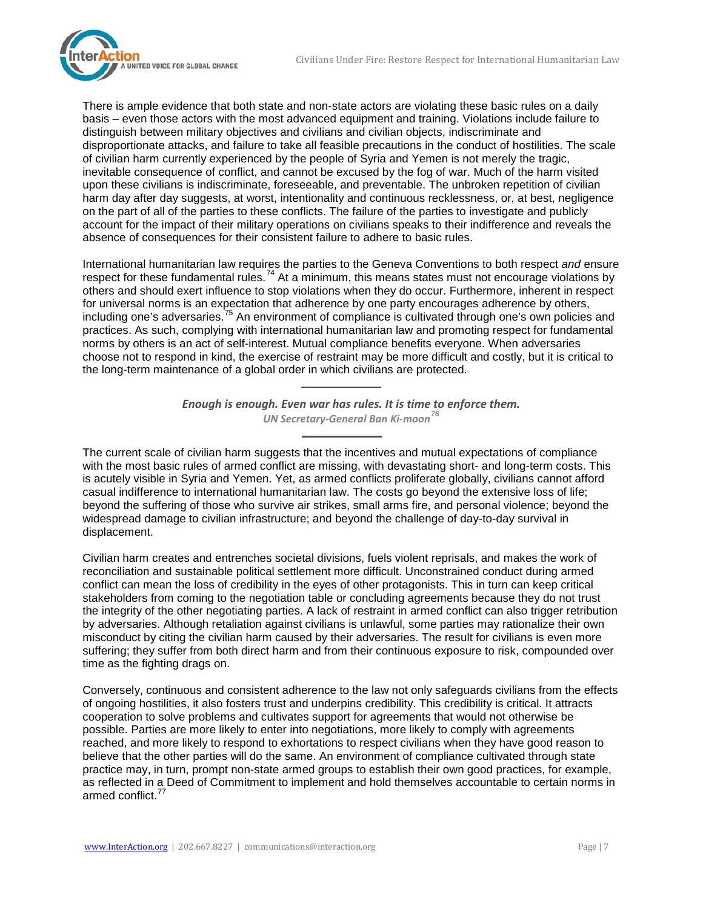There is ample evidence that both state and non-state actors are violating these basic rules on a daily basis – even those actors with the most advanced equipment and training. Violations include failure to distinguish between military objectives and civilians and civilian objects, indiscriminate and disproportionate attacks, and failure to take all feasible precautions in the conduct of hostilities. The scale of civilian harm currently experienced by the people of Syria and Yemen is not merely the tragic, inevitable consequence of conflict, and cannot be excused by the fog of war. Much of the harm visited upon these civilians is indiscriminate, foreseeable, and preventable. The unbroken repetition of civilian harm day after day suggests, at worst, intentionality and continuous recklessness, or, at best, negligence on the part of all of the parties to these conflicts. The failure of the parties to investigate and publicly account for the impact of their military operations on civilians speaks to their indifference and reveals the absence of consequences for their consistent failure to adhere to basic rules.

International humanitarian law requires the parties to the Geneva Conventions to both respect *and* ensure respect for these fundamental rules.[74] At a minimum, this means states must not encourage violations by others and should exert influence to stop violations when they do occur. Furthermore, inherent in respect for universal norms is an expectation that adherence by one party encourages adherence by others, including one's adversaries.[75] An environment of compliance is cultivated through one's own policies and practices. As such, complying with international humanitarian law and promoting respect for fundamental norms by others is an act of self-interest. Mutual compliance benefits everyone. When adversaries choose not to respond in kind, the exercise of restraint may be more difficult and costly, but it is critical to the long-term maintenance of a global order in which civilians are protected.

---

***Enough is enough. Even war has rules. It is time to enforce them.***
***UN Secretary-General Ban Ki-moon***[76]

---

The current scale of civilian harm suggests that the incentives and mutual expectations of compliance with the most basic rules of armed conflict are missing, with devastating short- and long-term costs. This is acutely visible in Syria and Yemen. Yet, as armed conflicts proliferate globally, civilians cannot afford casual indifference to international humanitarian law. The costs go beyond the extensive loss of life; beyond the suffering of those who survive air strikes, small arms fire, and personal violence; beyond the widespread damage to civilian infrastructure; and beyond the challenge of day-to-day survival in displacement.

Civilian harm creates and entrenches societal divisions, fuels violent reprisals, and makes the work of reconciliation and sustainable political settlement more difficult. Unconstrained conduct during armed conflict can mean the loss of credibility in the eyes of other protagonists. This in turn can keep critical stakeholders from coming to the negotiation table or concluding agreements because they do not trust the integrity of the other negotiating parties. A lack of restraint in armed conflict can also trigger retribution by adversaries. Although retaliation against civilians is unlawful, some parties may rationalize their own misconduct by citing the civilian harm caused by their adversaries. The result for civilians is even more suffering; they suffer from both direct harm and from their continuous exposure to risk, compounded over time as the fighting drags on.

Conversely, continuous and consistent adherence to the law not only safeguards civilians from the effects of ongoing hostilities, it also fosters trust and underpins credibility. This credibility is critical. It attracts cooperation to solve problems and cultivates support for agreements that would not otherwise be possible. Parties are more likely to enter into negotiations, more likely to comply with agreements reached, and more likely to respond to exhortations to respect civilians when they have good reason to believe that the other parties will do the same. An environment of compliance cultivated through state practice may, in turn, prompt non-state armed groups to establish their own good practices, for example, as reflected in a Deed of Commitment to implement and hold themselves accountable to certain norms in armed conflict.[77]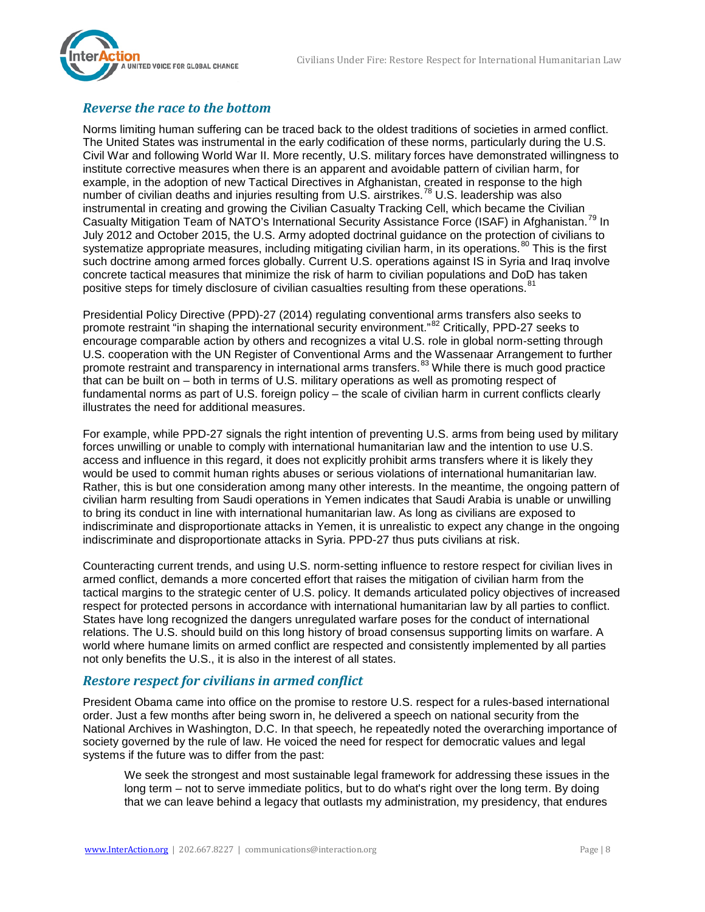## *Reverse the race to the bottom*

Norms limiting human suffering can be traced back to the oldest traditions of societies in armed conflict. The United States was instrumental in the early codification of these norms, particularly during the U.S. Civil War and following World War II. More recently, U.S. military forces have demonstrated willingness to institute corrective measures when there is an apparent and avoidable pattern of civilian harm, for example, in the adoption of new Tactical Directives in Afghanistan, created in response to the high number of civilian deaths and injuries resulting from U.S. airstrikes.[78] U.S. leadership was also instrumental in creating and growing the Civilian Casualty Tracking Cell, which became the Civilian Casualty Mitigation Team of NATO's International Security Assistance Force (ISAF) in Afghanistan.[79] In July 2012 and October 2015, the U.S. Army adopted doctrinal guidance on the protection of civilians to systematize appropriate measures, including mitigating civilian harm, in its operations.[80] This is the first such doctrine among armed forces globally. Current U.S. operations against IS in Syria and Iraq involve concrete tactical measures that minimize the risk of harm to civilian populations and DoD has taken positive steps for timely disclosure of civilian casualties resulting from these operations.[81]

Presidential Policy Directive (PPD)-27 (2014) regulating conventional arms transfers also seeks to promote restraint "in shaping the international security environment."[82] Critically, PPD-27 seeks to encourage comparable action by others and recognizes a vital U.S. role in global norm-setting through U.S. cooperation with the UN Register of Conventional Arms and the Wassenaar Arrangement to further promote restraint and transparency in international arms transfers.[83] While there is much good practice that can be built on – both in terms of U.S. military operations as well as promoting respect of fundamental norms as part of U.S. foreign policy – the scale of civilian harm in current conflicts clearly illustrates the need for additional measures.

For example, while PPD-27 signals the right intention of preventing U.S. arms from being used by military forces unwilling or unable to comply with international humanitarian law and the intention to use U.S. access and influence in this regard, it does not explicitly prohibit arms transfers where it is likely they would be used to commit human rights abuses or serious violations of international humanitarian law. Rather, this is but one consideration among many other interests. In the meantime, the ongoing pattern of civilian harm resulting from Saudi operations in Yemen indicates that Saudi Arabia is unable or unwilling to bring its conduct in line with international humanitarian law. As long as civilians are exposed to indiscriminate and disproportionate attacks in Yemen, it is unrealistic to expect any change in the ongoing indiscriminate and disproportionate attacks in Syria. PPD-27 thus puts civilians at risk.

Counteracting current trends, and using U.S. norm-setting influence to restore respect for civilian lives in armed conflict, demands a more concerted effort that raises the mitigation of civilian harm from the tactical margins to the strategic center of U.S. policy. It demands articulated policy objectives of increased respect for protected persons in accordance with international humanitarian law by all parties to conflict. States have long recognized the dangers unregulated warfare poses for the conduct of international relations. The U.S. should build on this long history of broad consensus supporting limits on warfare. A world where humane limits on armed conflict are respected and consistently implemented by all parties not only benefits the U.S., it is also in the interest of all states.

## *Restore respect for civilians in armed conflict*

President Obama came into office on the promise to restore U.S. respect for a rules-based international order. Just a few months after being sworn in, he delivered a speech on national security from the National Archives in Washington, D.C. In that speech, he repeatedly noted the overarching importance of society governed by the rule of law. He voiced the need for respect for democratic values and legal systems if the future was to differ from the past:

> We seek the strongest and most sustainable legal framework for addressing these issues in the long term – not to serve immediate politics, but to do what's right over the long term. By doing that we can leave behind a legacy that outlasts my administration, my presidency, that endures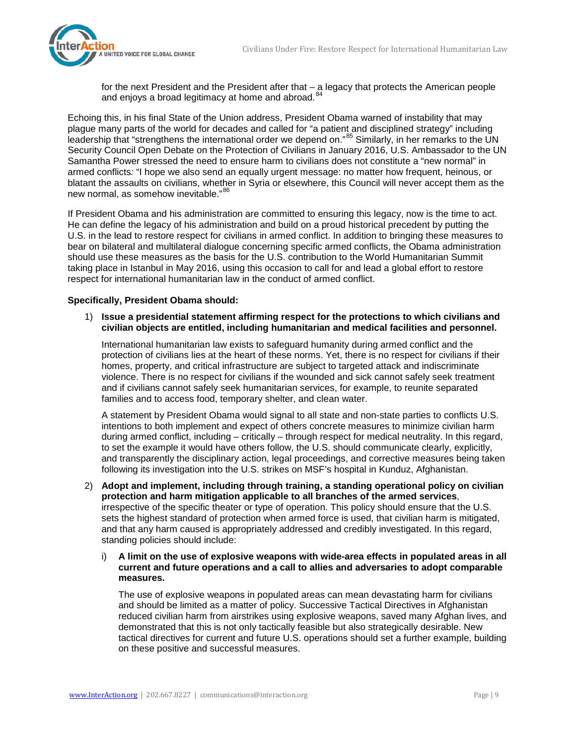for the next President and the President after that – a legacy that protects the American people and enjoys a broad legitimacy at home and abroad.[84]

Echoing this, in his final State of the Union address, President Obama warned of instability that may plague many parts of the world for decades and called for "a patient and disciplined strategy" including leadership that "strengthens the international order we depend on."[85] Similarly, in her remarks to the UN Security Council Open Debate on the Protection of Civilians in January 2016, U.S. Ambassador to the UN Samantha Power stressed the need to ensure harm to civilians does not constitute a "new normal" in armed conflicts: "I hope we also send an equally urgent message: no matter how frequent, heinous, or blatant the assaults on civilians, whether in Syria or elsewhere, this Council will never accept them as the new normal, as somehow inevitable."[86]

If President Obama and his administration are committed to ensuring this legacy, now is the time to act. He can define the legacy of his administration and build on a proud historical precedent by putting the U.S. in the lead to restore respect for civilians in armed conflict. In addition to bringing these measures to bear on bilateral and multilateral dialogue concerning specific armed conflicts, the Obama administration should use these measures as the basis for the U.S. contribution to the World Humanitarian Summit taking place in Istanbul in May 2016, using this occasion to call for and lead a global effort to restore respect for international humanitarian law in the conduct of armed conflict.

**Specifically, President Obama should:**

1) **Issue a presidential statement affirming respect for the protections to which civilians and civilian objects are entitled, including humanitarian and medical facilities and personnel.**

   International humanitarian law exists to safeguard humanity during armed conflict and the protection of civilians lies at the heart of these norms. Yet, there is no respect for civilians if their homes, property, and critical infrastructure are subject to targeted attack and indiscriminate violence. There is no respect for civilians if the wounded and sick cannot safely seek treatment and if civilians cannot safely seek humanitarian services, for example, to reunite separated families and to access food, temporary shelter, and clean water.

   A statement by President Obama would signal to all state and non-state parties to conflicts U.S. intentions to both implement and expect of others concrete measures to minimize civilian harm during armed conflict, including – critically – through respect for medical neutrality. In this regard, to set the example it would have others follow, the U.S. should communicate clearly, explicitly, and transparently the disciplinary action, legal proceedings, and corrective measures being taken following its investigation into the U.S. strikes on MSF's hospital in Kunduz, Afghanistan.

2) **Adopt and implement, including through training, a standing operational policy on civilian protection and harm mitigation applicable to all branches of the armed services**, irrespective of the specific theater or type of operation. This policy should ensure that the U.S. sets the highest standard of protection when armed force is used, that civilian harm is mitigated, and that any harm caused is appropriately addressed and credibly investigated. In this regard, standing policies should include:

   i) **A limit on the use of explosive weapons with wide-area effects in populated areas in all current and future operations and a call to allies and adversaries to adopt comparable measures.**

      The use of explosive weapons in populated areas can mean devastating harm for civilians and should be limited as a matter of policy. Successive Tactical Directives in Afghanistan reduced civilian harm from airstrikes using explosive weapons, saved many Afghan lives, and demonstrated that this is not only tactically feasible but also strategically desirable. New tactical directives for current and future U.S. operations should set a further example, building on these positive and successful measures.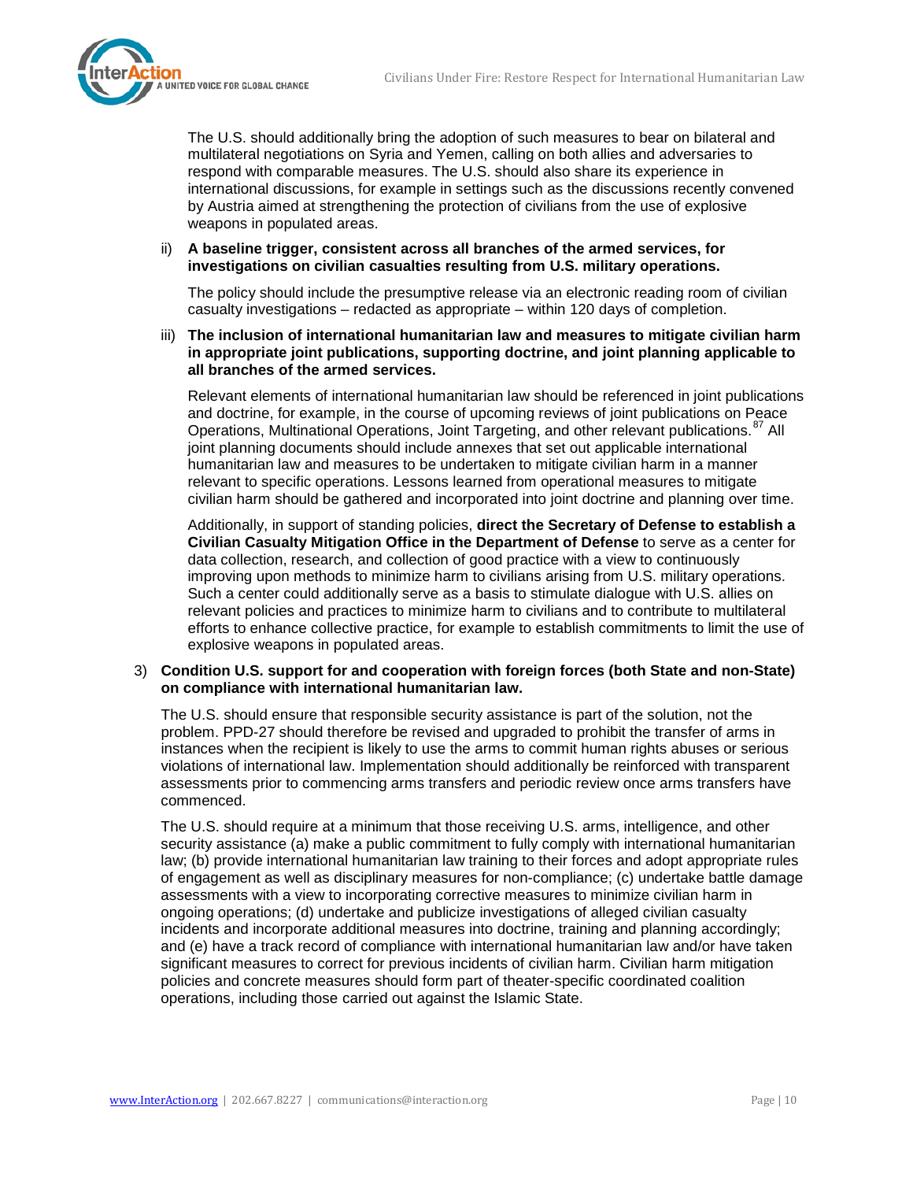The U.S. should additionally bring the adoption of such measures to bear on bilateral and multilateral negotiations on Syria and Yemen, calling on both allies and adversaries to respond with comparable measures. The U.S. should also share its experience in international discussions, for example in settings such as the discussions recently convened by Austria aimed at strengthening the protection of civilians from the use of explosive weapons in populated areas.

ii) **A baseline trigger, consistent across all branches of the armed services, for investigations on civilian casualties resulting from U.S. military operations.**

The policy should include the presumptive release via an electronic reading room of civilian casualty investigations – redacted as appropriate – within 120 days of completion.

iii) **The inclusion of international humanitarian law and measures to mitigate civilian harm in appropriate joint publications, supporting doctrine, and joint planning applicable to all branches of the armed services.**

Relevant elements of international humanitarian law should be referenced in joint publications and doctrine, for example, in the course of upcoming reviews of joint publications on Peace Operations, Multinational Operations, Joint Targeting, and other relevant publications.[87] All joint planning documents should include annexes that set out applicable international humanitarian law and measures to be undertaken to mitigate civilian harm in a manner relevant to specific operations. Lessons learned from operational measures to mitigate civilian harm should be gathered and incorporated into joint doctrine and planning over time.

Additionally, in support of standing policies, **direct the Secretary of Defense to establish a Civilian Casualty Mitigation Office in the Department of Defense** to serve as a center for data collection, research, and collection of good practice with a view to continuously improving upon methods to minimize harm to civilians arising from U.S. military operations. Such a center could additionally serve as a basis to stimulate dialogue with U.S. allies on relevant policies and practices to minimize harm to civilians and to contribute to multilateral efforts to enhance collective practice, for example to establish commitments to limit the use of explosive weapons in populated areas.

3) **Condition U.S. support for and cooperation with foreign forces (both State and non-State) on compliance with international humanitarian law.**

The U.S. should ensure that responsible security assistance is part of the solution, not the problem. PPD-27 should therefore be revised and upgraded to prohibit the transfer of arms in instances when the recipient is likely to use the arms to commit human rights abuses or serious violations of international law. Implementation should additionally be reinforced with transparent assessments prior to commencing arms transfers and periodic review once arms transfers have commenced.

The U.S. should require at a minimum that those receiving U.S. arms, intelligence, and other security assistance (a) make a public commitment to fully comply with international humanitarian law; (b) provide international humanitarian law training to their forces and adopt appropriate rules of engagement as well as disciplinary measures for non-compliance; (c) undertake battle damage assessments with a view to incorporating corrective measures to minimize civilian harm in ongoing operations; (d) undertake and publicize investigations of alleged civilian casualty incidents and incorporate additional measures into doctrine, training and planning accordingly; and (e) have a track record of compliance with international humanitarian law and/or have taken significant measures to correct for previous incidents of civilian harm. Civilian harm mitigation policies and concrete measures should form part of theater-specific coordinated coalition operations, including those carried out against the Islamic State.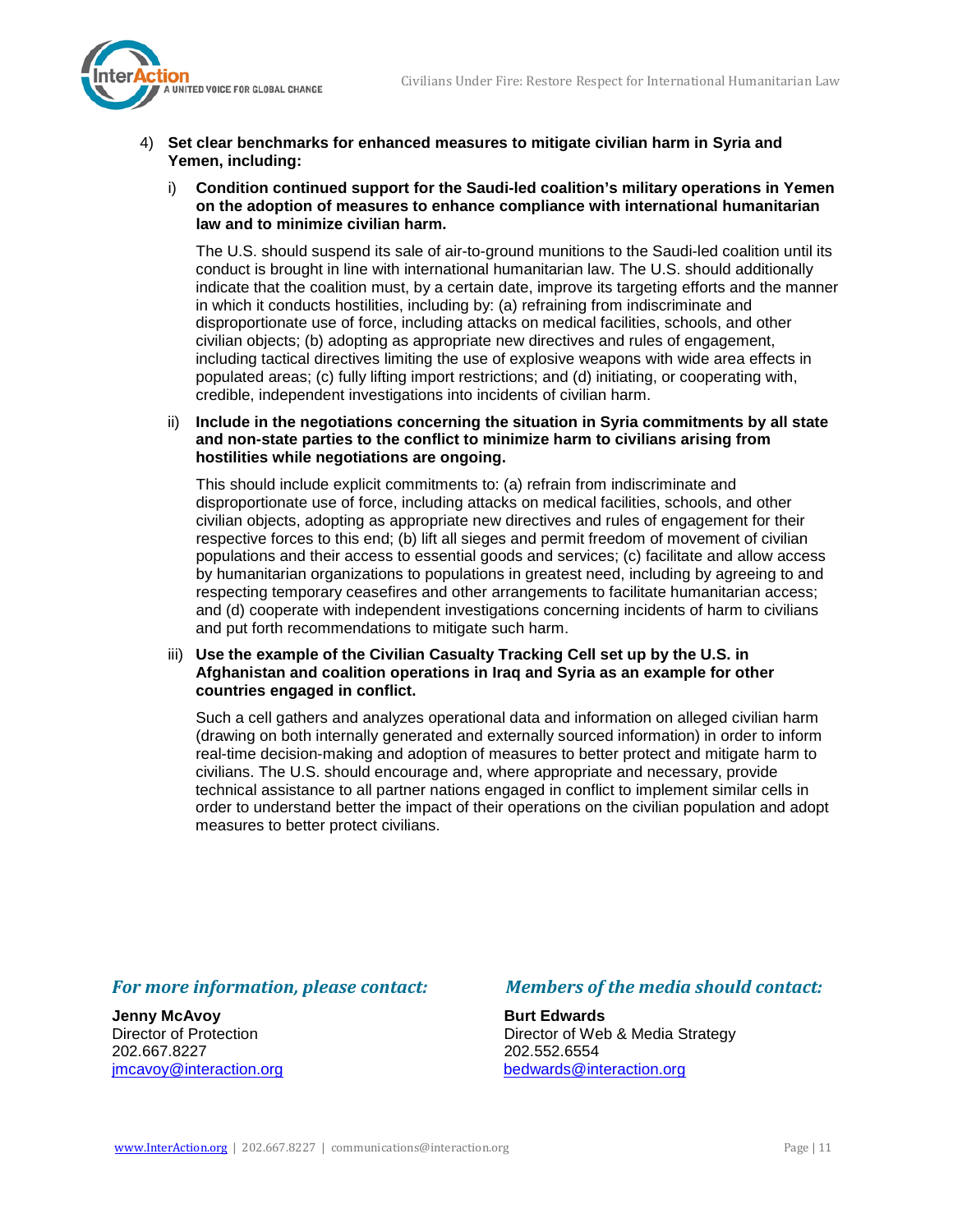4) **Set clear benchmarks for enhanced measures to mitigate civilian harm in Syria and Yemen, including:**

   i) **Condition continued support for the Saudi-led coalition's military operations in Yemen on the adoption of measures to enhance compliance with international humanitarian law and to minimize civilian harm.**

   The U.S. should suspend its sale of air-to-ground munitions to the Saudi-led coalition until its conduct is brought in line with international humanitarian law. The U.S. should additionally indicate that the coalition must, by a certain date, improve its targeting efforts and the manner in which it conducts hostilities, including by: (a) refraining from indiscriminate and disproportionate use of force, including attacks on medical facilities, schools, and other civilian objects; (b) adopting as appropriate new directives and rules of engagement, including tactical directives limiting the use of explosive weapons with wide area effects in populated areas; (c) fully lifting import restrictions; and (d) initiating, or cooperating with, credible, independent investigations into incidents of civilian harm.

   ii) **Include in the negotiations concerning the situation in Syria commitments by all state and non-state parties to the conflict to minimize harm to civilians arising from hostilities while negotiations are ongoing.**

   This should include explicit commitments to: (a) refrain from indiscriminate and disproportionate use of force, including attacks on medical facilities, schools, and other civilian objects, adopting as appropriate new directives and rules of engagement for their respective forces to this end; (b) lift all sieges and permit freedom of movement of civilian populations and their access to essential goods and services; (c) facilitate and allow access by humanitarian organizations to populations in greatest need, including by agreeing to and respecting temporary ceasefires and other arrangements to facilitate humanitarian access; and (d) cooperate with independent investigations concerning incidents of harm to civilians and put forth recommendations to mitigate such harm.

   iii) **Use the example of the Civilian Casualty Tracking Cell set up by the U.S. in Afghanistan and coalition operations in Iraq and Syria as an example for other countries engaged in conflict.**

   Such a cell gathers and analyzes operational data and information on alleged civilian harm (drawing on both internally generated and externally sourced information) in order to inform real-time decision-making and adoption of measures to better protect and mitigate harm to civilians. The U.S. should encourage and, where appropriate and necessary, provide technical assistance to all partner nations engaged in conflict to implement similar cells in order to understand better the impact of their operations on the civilian population and adopt measures to better protect civilians.

### *For more information, please contact:*

**Jenny McAvoy**
Director of Protection
202.667.8227
jmcavoy@interaction.org

### *Members of the media should contact:*

**Burt Edwards**
Director of Web & Media Strategy
202.552.6554
bedwards@interaction.org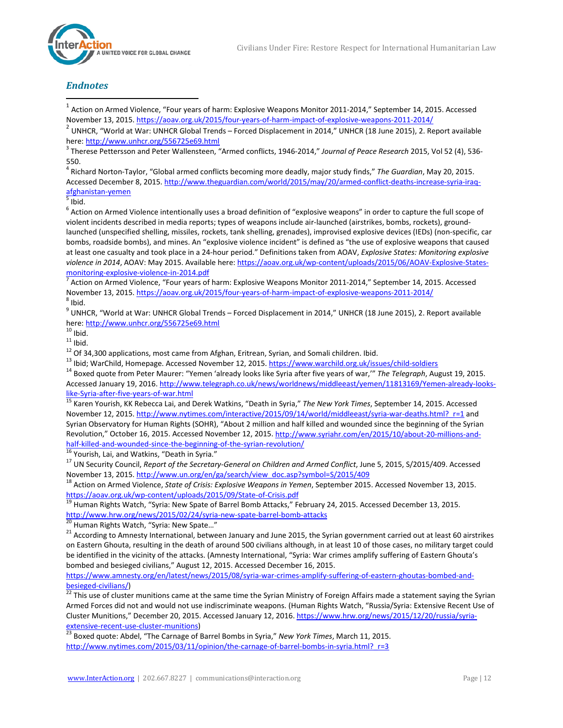## *Endnotes*

[1] Action on Armed Violence, "Four years of harm: Explosive Weapons Monitor 2011-2014," September 14, 2015. Accessed November 13, 2015. https://aoav.org.uk/2015/four-years-of-harm-impact-of-explosive-weapons-2011-2014/

[2] UNHCR, "World at War: UNHCR Global Trends – Forced Displacement in 2014," UNHCR (18 June 2015), 2. Report available here: http://www.unhcr.org/556725e69.html

[3] Therese Pettersson and Peter Wallensteen, "Armed conflicts, 1946-2014," *Journal of Peace Research* 2015, Vol 52 (4), 536-550.

[4] Richard Norton-Taylor, "Global armed conflicts becoming more deadly, major study finds," *The Guardian*, May 20, 2015. Accessed December 8, 2015. http://www.theguardian.com/world/2015/may/20/armed-conflict-deaths-increase-syria-iraq-afghanistan-yemen

[5] Ibid.

[6] Action on Armed Violence intentionally uses a broad definition of "explosive weapons" in order to capture the full scope of violent incidents described in media reports; types of weapons include air-launched (airstrikes, bombs, rockets), ground-launched (unspecified shelling, missiles, rockets, tank shelling, grenades), improvised explosive devices (IEDs) (non-specific, car bombs, roadside bombs), and mines. An "explosive violence incident" is defined as "the use of explosive weapons that caused at least one casualty and took place in a 24-hour period." Definitions taken from AOAV, *Explosive States: Monitoring explosive violence in 2014*, AOAV: May 2015. Available here: https://aoav.org.uk/wp-content/uploads/2015/06/AOAV-Explosive-States-monitoring-explosive-violence-in-2014.pdf

[7] Action on Armed Violence, "Four years of harm: Explosive Weapons Monitor 2011-2014," September 14, 2015. Accessed November 13, 2015. https://aoav.org.uk/2015/four-years-of-harm-impact-of-explosive-weapons-2011-2014/

[8] Ibid.

[9] UNHCR, "World at War: UNHCR Global Trends – Forced Displacement in 2014," UNHCR (18 June 2015), 2. Report available here: http://www.unhcr.org/556725e69.html

[10] Ibid.

[11] Ibid.

[12] Of 34,300 applications, most came from Afghan, Eritrean, Syrian, and Somali children. Ibid.

[13] Ibid; WarChild, Homepage. Accessed November 12, 2015. https://www.warchild.org.uk/issues/child-soldiers

[14] Boxed quote from Peter Maurer: "Yemen 'already looks like Syria after five years of war,'" *The Telegraph*, August 19, 2015. Accessed January 19, 2016. http://www.telegraph.co.uk/news/worldnews/middleeast/yemen/11813169/Yemen-already-looks-like-Syria-after-five-years-of-war.html

[15] Karen Yourish, KK Rebecca Lai, and Derek Watkins, "Death in Syria," *The New York Times*, September 14, 2015. Accessed November 12, 2015. http://www.nytimes.com/interactive/2015/09/14/world/middleeast/syria-war-deaths.html?_r=1 and Syrian Observatory for Human Rights (SOHR), "About 2 million and half killed and wounded since the beginning of the Syrian Revolution," October 16, 2015. Accessed November 12, 2015. http://www.syriahr.com/en/2015/10/about-20-millions-and-half-killed-and-wounded-since-the-beginning-of-the-syrian-revolution/

[16] Yourish, Lai, and Watkins, "Death in Syria."

[17] UN Security Council, *Report of the Secretary-General on Children and Armed Conflict*, June 5, 2015, S/2015/409. Accessed November 13, 2015. http://www.un.org/en/ga/search/view_doc.asp?symbol=S/2015/409

[18] Action on Armed Violence, *State of Crisis: Explosive Weapons in Yemen*, September 2015. Accessed November 13, 2015. https://aoav.org.uk/wp-content/uploads/2015/09/State-of-Crisis.pdf

[19] Human Rights Watch, "Syria: New Spate of Barrel Bomb Attacks," February 24, 2015. Accessed December 13, 2015. http://www.hrw.org/news/2015/02/24/syria-new-spate-barrel-bomb-attacks

[20] Human Rights Watch, "Syria: New Spate…"

[21] According to Amnesty International, between January and June 2015, the Syrian government carried out at least 60 airstrikes on Eastern Ghouta, resulting in the death of around 500 civilians although, in at least 10 of those cases, no military target could be identified in the vicinity of the attacks. (Amnesty International, "Syria: War crimes amplify suffering of Eastern Ghouta's bombed and besieged civilians," August 12, 2015. Accessed December 16, 2015. https://www.amnesty.org/en/latest/news/2015/08/syria-war-crimes-amplify-suffering-of-eastern-ghoutas-bombed-and-besieged-civilians/)

[22] This use of cluster munitions came at the same time the Syrian Ministry of Foreign Affairs made a statement saying the Syrian Armed Forces did not and would not use indiscriminate weapons. (Human Rights Watch, "Russia/Syria: Extensive Recent Use of Cluster Munitions," December 20, 2015. Accessed January 12, 2016. https://www.hrw.org/news/2015/12/20/russia/syria-extensive-recent-use-cluster-munitions)

[23] Boxed quote: Abdel, "The Carnage of Barrel Bombs in Syria," *New York Times*, March 11, 2015. http://www.nytimes.com/2015/03/11/opinion/the-carnage-of-barrel-bombs-in-syria.html?_r=3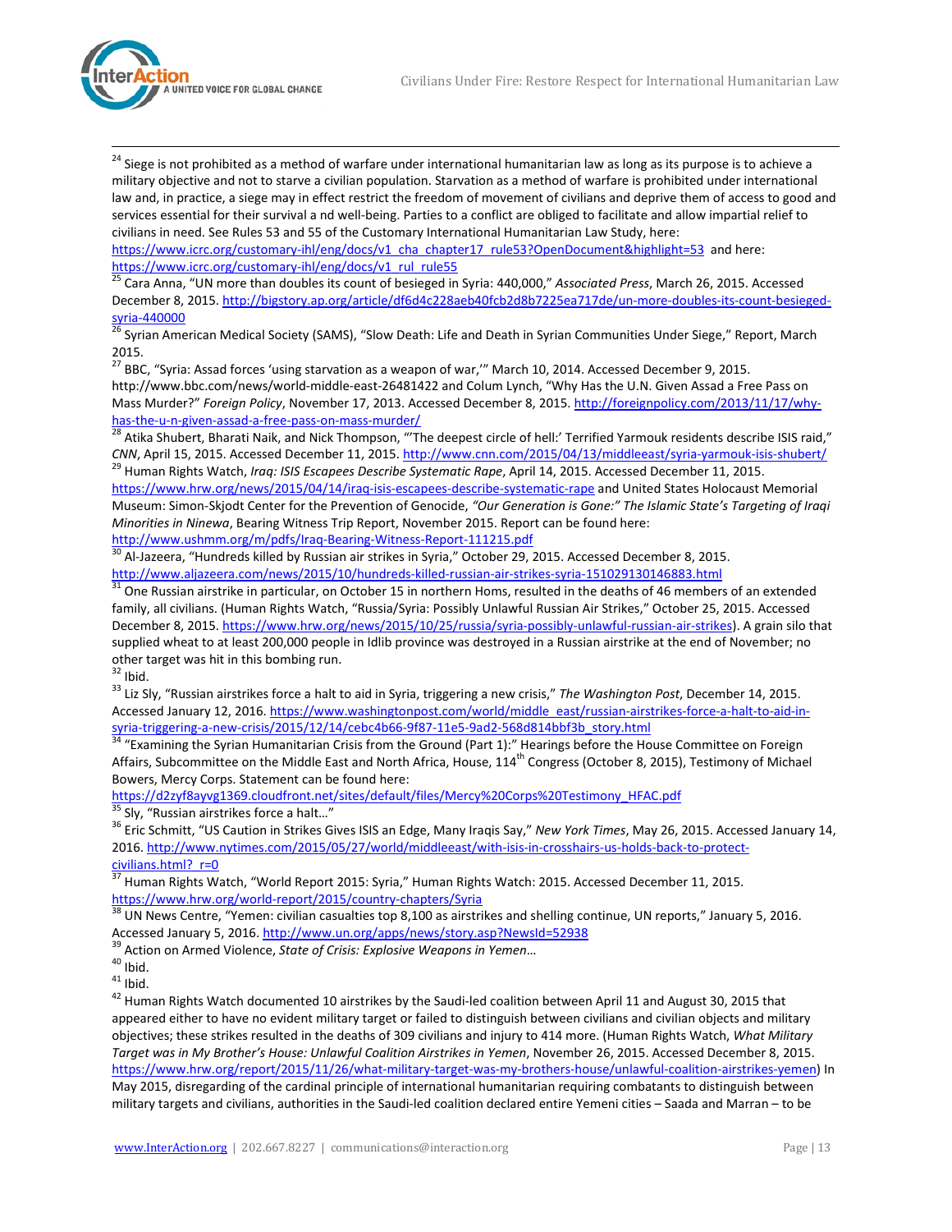[24] Siege is not prohibited as a method of warfare under international humanitarian law as long as its purpose is to achieve a military objective and not to starve a civilian population. Starvation as a method of warfare is prohibited under international law and, in practice, a siege may in effect restrict the freedom of movement of civilians and deprive them of access to good and services essential for their survival a nd well-being. Parties to a conflict are obliged to facilitate and allow impartial relief to civilians in need. See Rules 53 and 55 of the Customary International Humanitarian Law Study, here: https://www.icrc.org/customary-ihl/eng/docs/v1_cha_chapter17_rule53?OpenDocument&highlight=53 and here: https://www.icrc.org/customary-ihl/eng/docs/v1_rul_rule55

[25] Cara Anna, "UN more than doubles its count of besieged in Syria: 440,000," *Associated Press*, March 26, 2015. Accessed December 8, 2015. http://bigstory.ap.org/article/df6d4c228aeb40fcb2d8b7225ea717de/un-more-doubles-its-count-besieged-syria-440000

[26] Syrian American Medical Society (SAMS), "Slow Death: Life and Death in Syrian Communities Under Siege," Report, March 2015.

[27] BBC, "Syria: Assad forces 'using starvation as a weapon of war,'" March 10, 2014. Accessed December 9, 2015. http://www.bbc.com/news/world-middle-east-26481422 and Colum Lynch, "Why Has the U.N. Given Assad a Free Pass on Mass Murder?" *Foreign Policy*, November 17, 2013. Accessed December 8, 2015. http://foreignpolicy.com/2013/11/17/why-has-the-u-n-given-assad-a-free-pass-on-mass-murder/

[28] Atika Shubert, Bharati Naik, and Nick Thompson, "'The deepest circle of hell:' Terrified Yarmouk residents describe ISIS raid," *CNN*, April 15, 2015. Accessed December 11, 2015. http://www.cnn.com/2015/04/13/middleeast/syria-yarmouk-isis-shubert/

[29] Human Rights Watch, *Iraq: ISIS Escapees Describe Systematic Rape*, April 14, 2015. Accessed December 11, 2015. https://www.hrw.org/news/2015/04/14/iraq-isis-escapees-describe-systematic-rape and United States Holocaust Memorial Museum: Simon-Skjodt Center for the Prevention of Genocide, *"Our Generation is Gone:" The Islamic State's Targeting of Iraqi Minorities in Ninewa*, Bearing Witness Trip Report, November 2015. Report can be found here: http://www.ushmm.org/m/pdfs/Iraq-Bearing-Witness-Report-111215.pdf

[30] Al-Jazeera, "Hundreds killed by Russian air strikes in Syria," October 29, 2015. Accessed December 8, 2015. http://www.aljazeera.com/news/2015/10/hundreds-killed-russian-air-strikes-syria-151029130146883.html

[31] One Russian airstrike in particular, on October 15 in northern Homs, resulted in the deaths of 46 members of an extended family, all civilians. (Human Rights Watch, "Russia/Syria: Possibly Unlawful Russian Air Strikes," October 25, 2015. Accessed December 8, 2015. https://www.hrw.org/news/2015/10/25/russia/syria-possibly-unlawful-russian-air-strikes). A grain silo that supplied wheat to at least 200,000 people in Idlib province was destroyed in a Russian airstrike at the end of November; no other target was hit in this bombing run.

[32] Ibid.

[33] Liz Sly, "Russian airstrikes force a halt to aid in Syria, triggering a new crisis," *The Washington Post*, December 14, 2015. Accessed January 12, 2016. https://www.washingtonpost.com/world/middle_east/russian-airstrikes-force-a-halt-to-aid-in-syria-triggering-a-new-crisis/2015/12/14/cebc4b66-9f87-11e5-9ad2-568d814bbf3b_story.html

[34] "Examining the Syrian Humanitarian Crisis from the Ground (Part 1):" Hearings before the House Committee on Foreign Affairs, Subcommittee on the Middle East and North Africa, House, 114th Congress (October 8, 2015), Testimony of Michael Bowers, Mercy Corps. Statement can be found here: https://d2zyf8ayvg1369.cloudfront.net/sites/default/files/Mercy%20Corps%20Testimony_HFAC.pdf

[35] Sly, "Russian airstrikes force a halt…"

[36] Eric Schmitt, "US Caution in Strikes Gives ISIS an Edge, Many Iraqis Say," *New York Times*, May 26, 2015. Accessed January 14, 2016. http://www.nytimes.com/2015/05/27/world/middleeast/with-isis-in-crosshairs-us-holds-back-to-protect-civilians.html?_r=0

[37] Human Rights Watch, "World Report 2015: Syria," Human Rights Watch: 2015. Accessed December 11, 2015. https://www.hrw.org/world-report/2015/country-chapters/Syria

[38] UN News Centre, "Yemen: civilian casualties top 8,100 as airstrikes and shelling continue, UN reports," January 5, 2016. Accessed January 5, 2016. http://www.un.org/apps/news/story.asp?NewsId=52938

[39] Action on Armed Violence, *State of Crisis: Explosive Weapons in Yemen…*

[40] Ibid.

[41] Ibid.

[42] Human Rights Watch documented 10 airstrikes by the Saudi-led coalition between April 11 and August 30, 2015 that appeared either to have no evident military target or failed to distinguish between civilians and civilian objects and military objectives; these strikes resulted in the deaths of 309 civilians and injury to 414 more. (Human Rights Watch, *What Military Target was in My Brother's House: Unlawful Coalition Airstrikes in Yemen*, November 26, 2015. Accessed December 8, 2015. https://www.hrw.org/report/2015/11/26/what-military-target-was-my-brothers-house/unlawful-coalition-airstrikes-yemen) In May 2015, disregarding of the cardinal principle of international humanitarian requiring combatants to distinguish between military targets and civilians, authorities in the Saudi-led coalition declared entire Yemeni cities – Saada and Marran – to be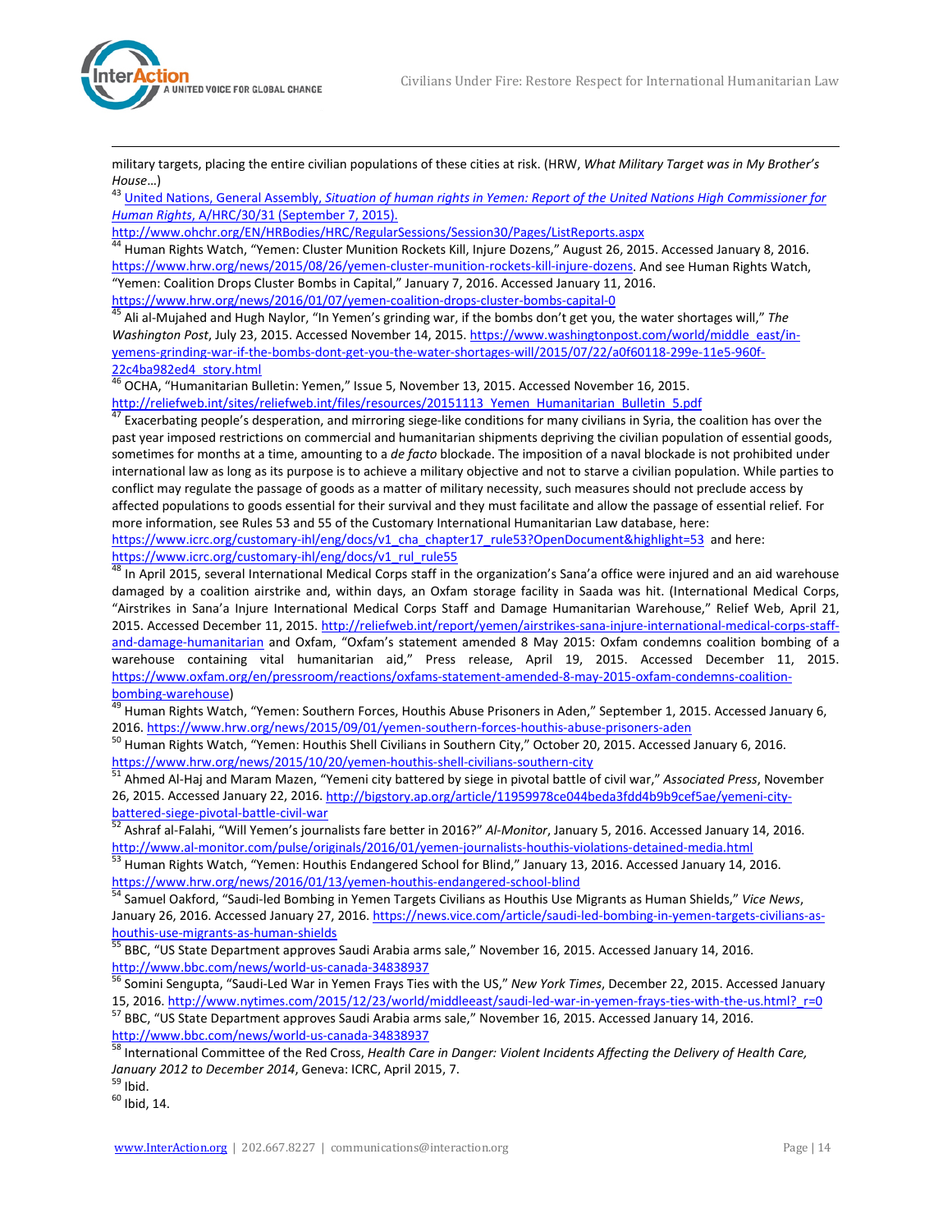military targets, placing the entire civilian populations of these cities at risk. (HRW, *What Military Target was in My Brother's House*…)

[43] United Nations, General Assembly, *Situation of human rights in Yemen: Report of the United Nations High Commissioner for Human Rights*, A/HRC/30/31 (September 7, 2015). http://www.ohchr.org/EN/HRBodies/HRC/RegularSessions/Session30/Pages/ListReports.aspx

[44] Human Rights Watch, "Yemen: Cluster Munition Rockets Kill, Injure Dozens," August 26, 2015. Accessed January 8, 2016. https://www.hrw.org/news/2015/08/26/yemen-cluster-munition-rockets-kill-injure-dozens. And see Human Rights Watch, "Yemen: Coalition Drops Cluster Bombs in Capital," January 7, 2016. Accessed January 11, 2016. https://www.hrw.org/news/2016/01/07/yemen-coalition-drops-cluster-bombs-capital-0

[45] Ali al-Mujahed and Hugh Naylor, "In Yemen's grinding war, if the bombs don't get you, the water shortages will," *The Washington Post*, July 23, 2015. Accessed November 14, 2015. https://www.washingtonpost.com/world/middle_east/in-yemens-grinding-war-if-the-bombs-dont-get-you-the-water-shortages-will/2015/07/22/a0f60118-299e-11e5-960f-22c4ba982ed4_story.html

[46] OCHA, "Humanitarian Bulletin: Yemen," Issue 5, November 13, 2015. Accessed November 16, 2015. http://reliefweb.int/sites/reliefweb.int/files/resources/20151113_Yemen_Humanitarian_Bulletin_5.pdf

[47] Exacerbating people's desperation, and mirroring siege-like conditions for many civilians in Syria, the coalition has over the past year imposed restrictions on commercial and humanitarian shipments depriving the civilian population of essential goods, sometimes for months at a time, amounting to a *de facto* blockade. The imposition of a naval blockade is not prohibited under international law as long as its purpose is to achieve a military objective and not to starve a civilian population. While parties to conflict may regulate the passage of goods as a matter of military necessity, such measures should not preclude access by affected populations to goods essential for their survival and they must facilitate and allow the passage of essential relief. For more information, see Rules 53 and 55 of the Customary International Humanitarian Law database, here: https://www.icrc.org/customary-ihl/eng/docs/v1_cha_chapter17_rule53?OpenDocument&highlight=53 and here: https://www.icrc.org/customary-ihl/eng/docs/v1_rul_rule55

[48] In April 2015, several International Medical Corps staff in the organization's Sana'a office were injured and an aid warehouse damaged by a coalition airstrike and, within days, an Oxfam storage facility in Saada was hit. (International Medical Corps, "Airstrikes in Sana'a Injure International Medical Corps Staff and Damage Humanitarian Warehouse," Relief Web, April 21, 2015. Accessed December 11, 2015. http://reliefweb.int/report/yemen/airstrikes-sana-injure-international-medical-corps-staff-and-damage-humanitarian and Oxfam, "Oxfam's statement amended 8 May 2015: Oxfam condemns coalition bombing of a warehouse containing vital humanitarian aid," Press release, April 19, 2015. Accessed December 11, 2015. https://www.oxfam.org/en/pressroom/reactions/oxfams-statement-amended-8-may-2015-oxfam-condemns-coalition-bombing-warehouse)

[49] Human Rights Watch, "Yemen: Southern Forces, Houthis Abuse Prisoners in Aden," September 1, 2015. Accessed January 6, 2016. https://www.hrw.org/news/2015/09/01/yemen-southern-forces-houthis-abuse-prisoners-aden

[50] Human Rights Watch, "Yemen: Houthis Shell Civilians in Southern City," October 20, 2015. Accessed January 6, 2016. https://www.hrw.org/news/2015/10/20/yemen-houthis-shell-civilians-southern-city

[51] Ahmed Al-Haj and Maram Mazen, "Yemeni city battered by siege in pivotal battle of civil war," *Associated Press*, November 26, 2015. Accessed January 22, 2016. http://bigstory.ap.org/article/11959978ce044beda3fdd4b9b9cef5ae/yemeni-city-battered-siege-pivotal-battle-civil-war

[52] Ashraf al-Falahi, "Will Yemen's journalists fare better in 2016?" *Al-Monitor*, January 5, 2016. Accessed January 14, 2016. http://www.al-monitor.com/pulse/originals/2016/01/yemen-journalists-houthis-violations-detained-media.html

[53] Human Rights Watch, "Yemen: Houthis Endangered School for Blind," January 13, 2016. Accessed January 14, 2016. https://www.hrw.org/news/2016/01/13/yemen-houthis-endangered-school-blind

[54] Samuel Oakford, "Saudi-led Bombing in Yemen Targets Civilians as Houthis Use Migrants as Human Shields," *Vice News*, January 26, 2016. Accessed January 27, 2016. https://news.vice.com/article/saudi-led-bombing-in-yemen-targets-civilians-as-houthis-use-migrants-as-human-shields

[55] BBC, "US State Department approves Saudi Arabia arms sale," November 16, 2015. Accessed January 14, 2016. http://www.bbc.com/news/world-us-canada-34838937

[56] Somini Sengupta, "Saudi-Led War in Yemen Frays Ties with the US," *New York Times*, December 22, 2015. Accessed January 15, 2016. http://www.nytimes.com/2015/12/23/world/middleeast/saudi-led-war-in-yemen-frays-ties-with-the-us.html?_r=0

[57] BBC, "US State Department approves Saudi Arabia arms sale," November 16, 2015. Accessed January 14, 2016. http://www.bbc.com/news/world-us-canada-34838937

[58] International Committee of the Red Cross, *Health Care in Danger: Violent Incidents Affecting the Delivery of Health Care, January 2012 to December 2014*, Geneva: ICRC, April 2015, 7.

[59] Ibid.

[60] Ibid, 14.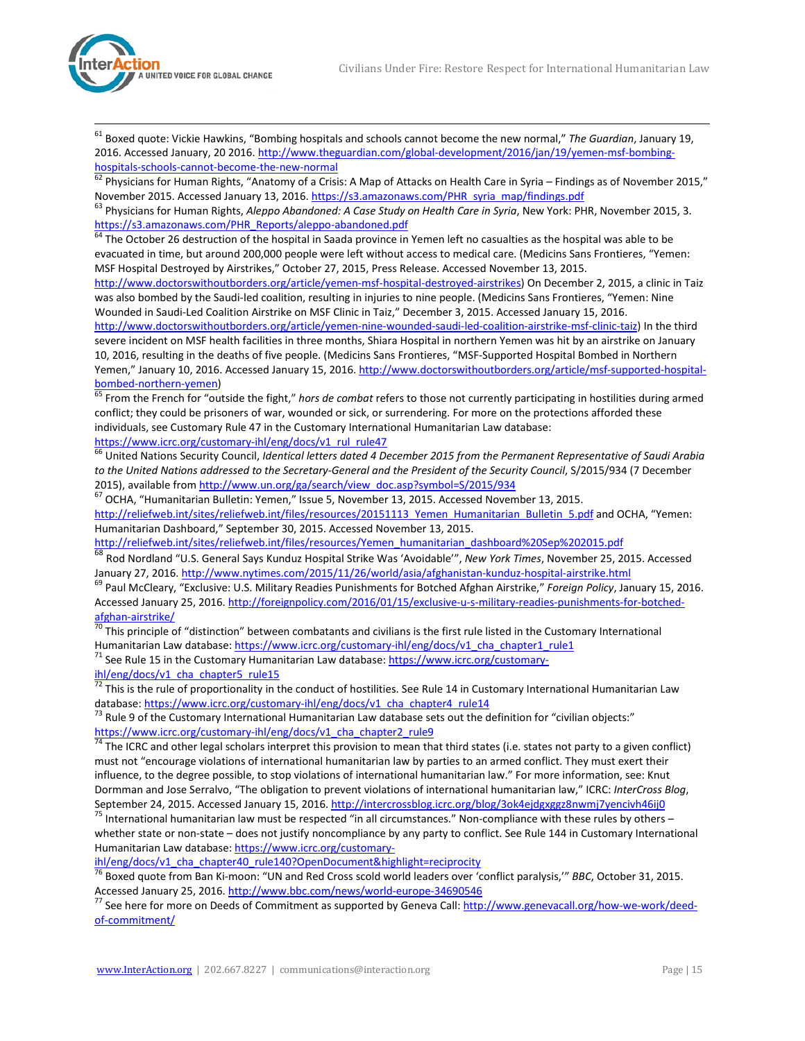[61] Boxed quote: Vickie Hawkins, "Bombing hospitals and schools cannot become the new normal," *The Guardian*, January 19, 2016. Accessed January, 20 2016. http://www.theguardian.com/global-development/2016/jan/19/yemen-msf-bombing-hospitals-schools-cannot-become-the-new-normal

[62] Physicians for Human Rights, "Anatomy of a Crisis: A Map of Attacks on Health Care in Syria – Findings as of November 2015," November 2015. Accessed January 13, 2016. https://s3.amazonaws.com/PHR_syria_map/findings.pdf

[63] Physicians for Human Rights, *Aleppo Abandoned: A Case Study on Health Care in Syria*, New York: PHR, November 2015, 3. https://s3.amazonaws.com/PHR_Reports/aleppo-abandoned.pdf

[64] The October 26 destruction of the hospital in Saada province in Yemen left no casualties as the hospital was able to be evacuated in time, but around 200,000 people were left without access to medical care. (Medicins Sans Frontieres, "Yemen: MSF Hospital Destroyed by Airstrikes," October 27, 2015, Press Release. Accessed November 13, 2015. http://www.doctorswithoutborders.org/article/yemen-msf-hospital-destroyed-airstrikes) On December 2, 2015, a clinic in Taiz was also bombed by the Saudi-led coalition, resulting in injuries to nine people. (Medicins Sans Frontieres, "Yemen: Nine Wounded in Saudi-Led Coalition Airstrike on MSF Clinic in Taiz," December 3, 2015. Accessed January 15, 2016. http://www.doctorswithoutborders.org/article/yemen-nine-wounded-saudi-led-coalition-airstrike-msf-clinic-taiz) In the third severe incident on MSF health facilities in three months, Shiara Hospital in northern Yemen was hit by an airstrike on January 10, 2016, resulting in the deaths of five people. (Medicins Sans Frontieres, "MSF-Supported Hospital Bombed in Northern Yemen," January 10, 2016. Accessed January 15, 2016. http://www.doctorswithoutborders.org/article/msf-supported-hospital-bombed-northern-yemen)

[65] From the French for "outside the fight," *hors de combat* refers to those not currently participating in hostilities during armed conflict; they could be prisoners of war, wounded or sick, or surrendering. For more on the protections afforded these individuals, see Customary Rule 47 in the Customary International Humanitarian Law database: https://www.icrc.org/customary-ihl/eng/docs/v1_rul_rule47

[66] United Nations Security Council, *Identical letters dated 4 December 2015 from the Permanent Representative of Saudi Arabia to the United Nations addressed to the Secretary-General and the President of the Security Council*, S/2015/934 (7 December 2015), available from http://www.un.org/ga/search/view_doc.asp?symbol=S/2015/934

[67] OCHA, "Humanitarian Bulletin: Yemen," Issue 5, November 13, 2015. Accessed November 13, 2015. http://reliefweb.int/sites/reliefweb.int/files/resources/20151113_Yemen_Humanitarian_Bulletin_5.pdf and OCHA, "Yemen: Humanitarian Dashboard," September 30, 2015. Accessed November 13, 2015. http://reliefweb.int/sites/reliefweb.int/files/resources/Yemen_humanitarian_dashboard%20Sep%202015.pdf

[68] Rod Nordland "U.S. General Says Kunduz Hospital Strike Was 'Avoidable'", *New York Times*, November 25, 2015. Accessed January 27, 2016. http://www.nytimes.com/2015/11/26/world/asia/afghanistan-kunduz-hospital-airstrike.html

[69] Paul McCleary, "Exclusive: U.S. Military Readies Punishments for Botched Afghan Airstrike," *Foreign Policy*, January 15, 2016. Accessed January 25, 2016. http://foreignpolicy.com/2016/01/15/exclusive-u-s-military-readies-punishments-for-botched-afghan-airstrike/

[70] This principle of "distinction" between combatants and civilians is the first rule listed in the Customary International Humanitarian Law database: https://www.icrc.org/customary-ihl/eng/docs/v1_cha_chapter1_rule1

[71] See Rule 15 in the Customary Humanitarian Law database: https://www.icrc.org/customary-ihl/eng/docs/v1_cha_chapter5_rule15

[72] This is the rule of proportionality in the conduct of hostilities. See Rule 14 in Customary International Humanitarian Law database: https://www.icrc.org/customary-ihl/eng/docs/v1_cha_chapter4_rule14

[73] Rule 9 of the Customary International Humanitarian Law database sets out the definition for "civilian objects:" https://www.icrc.org/customary-ihl/eng/docs/v1_cha_chapter2_rule9

[74] The ICRC and other legal scholars interpret this provision to mean that third states (i.e. states not party to a given conflict) must not "encourage violations of international humanitarian law by parties to an armed conflict. They must exert their influence, to the degree possible, to stop violations of international humanitarian law." For more information, see: Knut Dormman and Jose Serralvo, "The obligation to prevent violations of international humanitarian law," ICRC: *InterCross Blog*, September 24, 2015. Accessed January 15, 2016. http://intercrossblog.icrc.org/blog/3ok4ejdgxggz8nwmj7yencivh46ij0

[75] International humanitarian law must be respected "in all circumstances." Non-compliance with these rules by others – whether state or non-state – does not justify noncompliance by any party to conflict. See Rule 144 in Customary International Humanitarian Law database: https://www.icrc.org/customary-ihl/eng/docs/v1_cha_chapter40_rule140?OpenDocument&highlight=reciprocity

[76] Boxed quote from Ban Ki-moon: "UN and Red Cross scold world leaders over 'conflict paralysis,'" *BBC*, October 31, 2015. Accessed January 25, 2016. http://www.bbc.com/news/world-europe-34690546

[77] See here for more on Deeds of Commitment as supported by Geneva Call: http://www.genevacall.org/how-we-work/deed-of-commitment/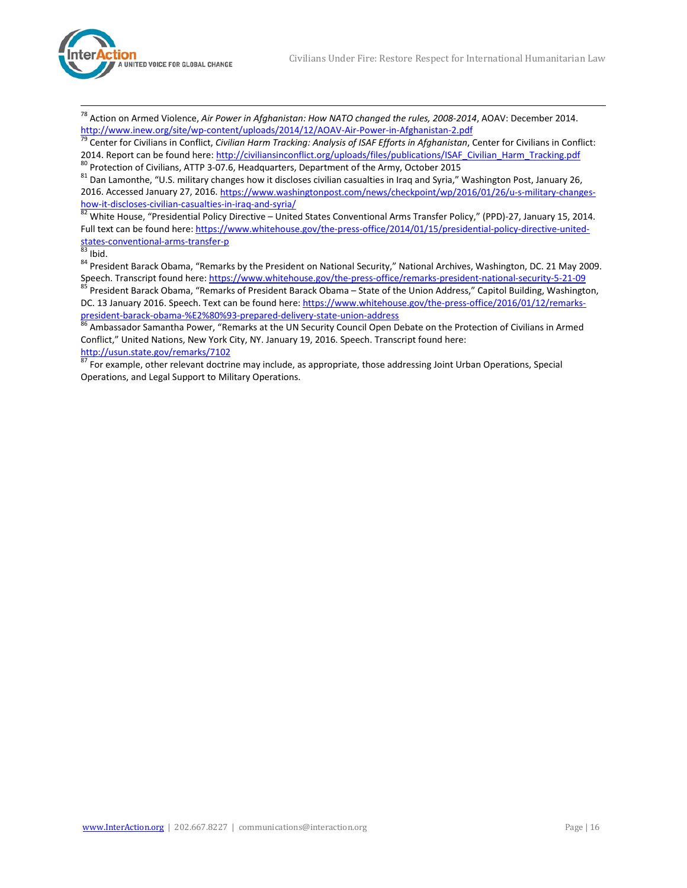[78] Action on Armed Violence, *Air Power in Afghanistan: How NATO changed the rules, 2008-2014*, AOAV: December 2014. http://www.inew.org/site/wp-content/uploads/2014/12/AOAV-Air-Power-in-Afghanistan-2.pdf

[79] Center for Civilians in Conflict, *Civilian Harm Tracking: Analysis of ISAF Efforts in Afghanistan*, Center for Civilians in Conflict: 2014. Report can be found here: http://civiliansinconflict.org/uploads/files/publications/ISAF_Civilian_Harm_Tracking.pdf

[80] Protection of Civilians, ATTP 3-07.6, Headquarters, Department of the Army, October 2015

[81] Dan Lamonthe, "U.S. military changes how it discloses civilian casualties in Iraq and Syria," Washington Post, January 26, 2016. Accessed January 27, 2016. https://www.washingtonpost.com/news/checkpoint/wp/2016/01/26/u-s-military-changes-how-it-discloses-civilian-casualties-in-iraq-and-syria/

[82] White House, "Presidential Policy Directive – United States Conventional Arms Transfer Policy," (PPD)-27, January 15, 2014. Full text can be found here: https://www.whitehouse.gov/the-press-office/2014/01/15/presidential-policy-directive-united-states-conventional-arms-transfer-p

[83] Ibid.

[84] President Barack Obama, "Remarks by the President on National Security," National Archives, Washington, DC. 21 May 2009. Speech. Transcript found here: https://www.whitehouse.gov/the-press-office/remarks-president-national-security-5-21-09

[85] President Barack Obama, "Remarks of President Barack Obama – State of the Union Address," Capitol Building, Washington, DC. 13 January 2016. Speech. Text can be found here: https://www.whitehouse.gov/the-press-office/2016/01/12/remarks-president-barack-obama-%E2%80%93-prepared-delivery-state-union-address

[86] Ambassador Samantha Power, "Remarks at the UN Security Council Open Debate on the Protection of Civilians in Armed Conflict," United Nations, New York City, NY. January 19, 2016. Speech. Transcript found here: http://usun.state.gov/remarks/7102

[87] For example, other relevant doctrine may include, as appropriate, those addressing Joint Urban Operations, Special Operations, and Legal Support to Military Operations.